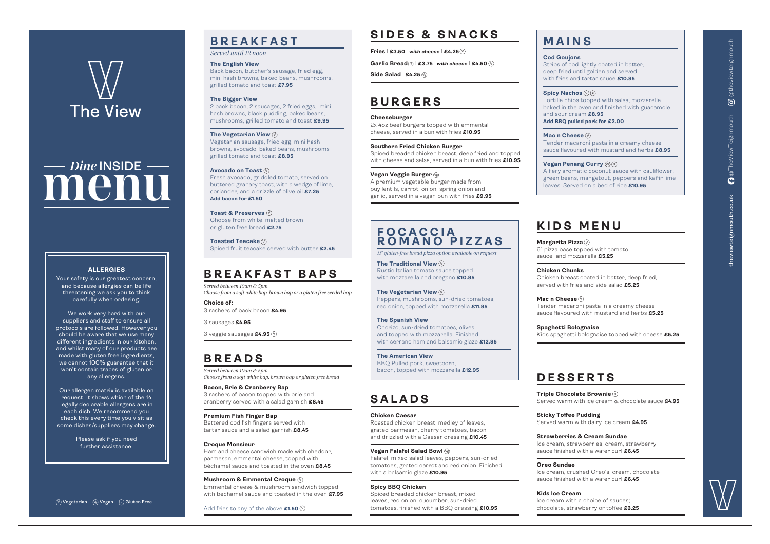# The View

## *Dine* INSIDE menu

### ALLERGIES

Your safety is our greatest concern, and because allergies can be life threatening we ask you to think carefully when ordering.

We work very hard with our suppliers and staff to ensure all protocols are followed. However you should be aware that we use many different ingredients in our kitchen, and whilst many of our products are made with gluten free ingredients, we cannot 100% guarantee that it won't contain traces of gluten or any allergens.

Our allergen matrix is available on request. It shows which of the 14 legally declarable allergens are in each dish. We recommend you check this every time you visit as some dishes/suppliers may change.

Please ask if you need further assistance.

(V) Vegetarian (VE) Vegan (GF) Gluten Free

## BREAKFAST

*Served until 12 noon*

**The English View**
Back bacon, butcher's sausage, fried egg, mini hash browns, baked beans, mushrooms, grilled tomato and toast **£7.95**

**The Bigger View**
2 back bacon, 2 sausages, 2 fried eggs, mini hash browns, black pudding, baked beans, mushrooms, grilled tomato and toast **£9.95**

**The Vegetarian View** (V)
Vegetarian sausage, fried egg, mini hash browns, avocado, baked beans, mushrooms grilled tomato and toast **£8.95**

**Avocado on Toast** (V)
Fresh avocado, griddled tomato, served on buttered granary toast, with a wedge of lime, coriander, and a drizzle of olive oil **£7.25**
**Add bacon for £1.50**

**Toast & Preserves** (V)
Choose from white, malted brown or gluten free bread **£2.75**

**Toasted Teacake** (V)
Spiced fruit teacake served with butter **£2.45**

## BREAKFAST BAPS

*Served between 10am & 5pm*
*Choose from a soft white bap, brown bap or a gluten free seeded bap*

**Choice of:**

3 rashers of back bacon **£4.95**

3 sausages **£4.95**

3 veggie sausages **£4.95** (V)

## BREADS

*Served between 10am & 5pm*
*Choose from a soft white bap, brown bap or gluten free bread*

**Bacon, Brie & Cranberry Bap**
3 rashers of bacon topped with brie and cranberry served with a salad garnish **£8.45**

**Premium Fish Finger Bap**
Battered cod fish fingers served with tartar sauce and a salad garnish **£8.45**

**Croque Monsieur**
Ham and cheese sandwich made with cheddar, parmesan, emmental cheese, topped with béchamel sauce and toasted in the oven **£8.45**

**Mushroom & Emmental Croque** (V)
Emmental cheese & mushroom sandwich topped with bechamel sauce and toasted in the oven **£7.95**

Add fries to any of the above **£1.50** (V)

## SIDES & SNACKS

**Fries** | **£3.50** ***with cheese*** | **£4.25** (V)

**Garlic Bread**(3) | **£3.75** ***with cheese*** | **£4.50** (V)

**Side Salad** | **£4.25** (VE)

## BURGERS

**Cheeseburger**
2x 4oz beef burgers topped with emmental cheese, served in a bun with fries **£10.95**

**Southern Fried Chicken Burger**
Spiced breaded chicken breast, deep fried and topped with cheese and salsa, served in a bun with fries **£10.95**

**Vegan Veggie Burger** (VE)
A premium vegetable burger made from puy lentils, carrot, onion, spring onion and garlic, served in a vegan bun with fries **£9.95**

## FOCACCIA ROMANO PIZZAS

*11" gluten-free bread pizza option available on request*

**The Traditional View** (V)
Rustic Italian tomato sauce topped with mozzarella and oregano **£10.95**

**The Vegetarian View** (V)
Peppers, mushrooms, sun-dried tomatoes, red onion, topped with mozzarella **£11.95**

**The Spanish View**
Chorizo, sun-dried tomatoes, olives and topped with mozzarella. Finished with serrano ham and balsamic glaze **£12.95**

**The American View**
BBQ Pulled pork, sweetcorn, bacon, topped with mozzarella **£12.95**

## SALADS

**Chicken Caesar**
Roasted chicken breast, medley of leaves, grated parmesan, cherry tomatoes, bacon and drizzled with a Caesar dressing **£10.45**

**Vegan Falafel Salad Bowl** (VE)
Falafel, mixed salad leaves, peppers, sun-dried tomatoes, grated carrot and red onion. Finished with a balsamic glaze **£10.95**

**Spicy BBQ Chicken**
Spiced breaded chicken breast, mixed leaves, red onion, cucumber, sun-dried tomatoes, finished with a BBQ dressing **£10.95**

## MAINS

**Cod Goujons**
Strips of cod lightly coated in batter, deep fried until golden and served with fries and tartar sauce **£10.95**

**Spicy Nachos** (V)(GF)
Tortilla chips topped with salsa, mozzarella baked in the oven and finished with guacamole and sour cream **£8.95**
**Add BBQ pulled pork for £2.00**

**Mac n Cheese** (V)
Tender macaroni pasta in a creamy cheese sauce flavoured with mustard and herbs **£8.95**

**Vegan Penang Curry** (VE)(GF)
A fiery aromatic coconut sauce with cauliflower, green beans, mangetout, peppers and kaffir lime leaves. Served on a bed of rice **£10.95**

## KIDS MENU

**Margarita Pizza** (V)
6" pizza base topped with tomato sauce and mozzarella **£5.25**

**Chicken Chunks**
Chicken breast coated in batter, deep fried, served with fries and side salad **£5.25**

**Mac n Cheese** (V)
Tender macaroni pasta in a creamy cheese sauce flavoured with mustard and herbs **£5.25**

**Spaghetti Bolognaise**
Kids spaghetti bolognaise topped with cheese **£5.25**

## DESSERTS

**Triple Chocolate Brownie** (GF)
Served warm with ice cream & chocolate sauce **£4.95**

**Sticky Toffee Pudding**
Served warm with dairy ice cream **£4.95**

**Strawberries & Cream Sundae**
Ice cream, strawberries, cream, strawberry sauce finished with a wafer curl **£6.45**

**Oreo Sundae**
Ice cream, crushed Oreo's, cream, chocolate sauce finished with a wafer curl **£6.45**

**Kids Ice Cream**
Ice cream with a choice of sauces; chocolate, strawberry or toffee **£3.25**

theviewteignmouth.co.uk | @TheViewTeignmouth | @theviewteignmouth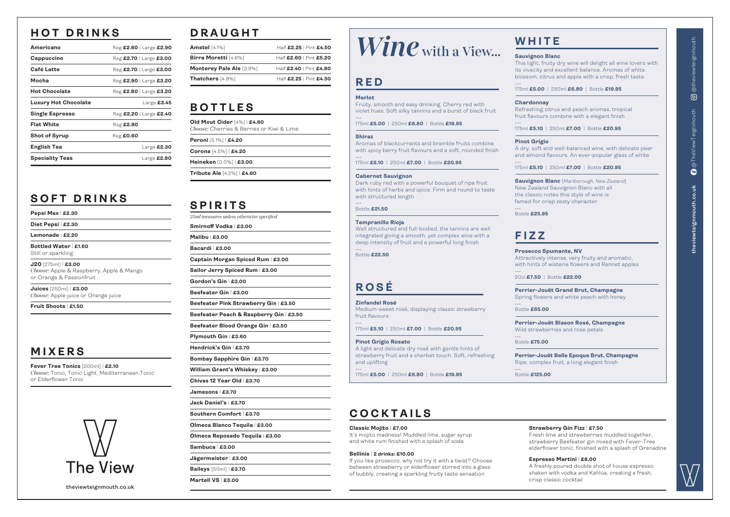## HOT DRINKS

| | |
|---|---|
| **Americano** | Reg **£2.60** \| Large **£2.90** |
| **Cappuccino** | Reg **£2.70** \| Large **£3.00** |
| **Café Latte** | Reg **£2.70** \| Large **£3.00** |
| **Mocha** | Reg **£2.90** \| Large **£3.20** |
| **Hot Chocolate** | Reg **£2.80** \| Large **£3.20** |
| **Luxury Hot Chocolate** | Large **£3.45** |
| **Single Espresso** | Reg **£2.20** \| Large **£2.40** |
| **Flat White** | Reg **£2.80** |
| **Shot of Syrup** | Reg **£0.60** |
| **English Tea** | Large **£2.30** |
| **Speciality Teas** | Large **£2.80** |

## SOFT DRINKS

**Pepsi Max** | **£2.30**

**Diet Pepsi** | **£2.30**

**Lemonade** | **£2.20**

**Bottled Water** | **£1.60**
Still or sparkling

**J2O** [275ml] | **£3.00**
*Choose:* Apple & Raspberry, Apple & Mango or Orange & Passionfruit

**Juices** [250ml] | **£3.00**
*Choose:* Apple juice or Orange juice

**Fruit Shoots** | **£1.50**

## MIXERS

**Fever Tree Tonics** [200ml] | **£2.10**
*Choose:* Tonic, Tonic Light, Mediterranean Tonic or Elderflower Tonic

The View

theviewteignmouth.co.uk

## DRAUGHT

| | |
|---|---|
| **Amstel** [4.1%] | Half **£2.25** \| Pint **£4.50** |
| **Birra Moretti** [4.6%] | Half **£2.60** \| Pint **£5.20** |
| **Monterey Pale Ale** [3.9%] | Half **£2.40** \| Pint **£4.80** |
| **Thatchers** [4.8%] | Half **£2.25** \| Pint **£4.50** |

## BOTTLES

**Old Mout Cider** [4%] | **£4.60**
*Choose:* Cherries & Berries or Kiwi & Lime

**Peroni** [5.1%] | **£4.20**

**Corona** [4.5%] | **£4.20**

**Heineken** [0.0%] | **£3.00**

**Tribute Ale** [4.2%] | **£4.60**

## SPIRITS

*25ml measures unless otherwise specified*

**Smirnoff Vodka** | **£3.00**

**Malibu** | **£3.00**

**Bacardi** | **£3.00**

**Captain Morgan Spiced Rum** | **£3.00**

**Sailor Jerry Spiced Rum** | **£3.00**

**Gordon's Gin** | **£3.00**

**Beefeater Gin** | **£3.00**

**Beefeater Pink Strawberry Gin** | **£3.50**

**Beefeater Peach & Raspberry Gin** | **£3.50**

**Beefeater Blood Orange Gin** | **£3.50**

**Plymouth Gin** | **£3.60**

**Hendrick's Gin** | **£3.70**

**Bombay Sapphire Gin** | **£3.70**

**William Grant's Whiskey** | **£3.00**

**Chivas 12 Year Old** | **£3.70**

**Jamesons** | **£3.70**

**Jack Daniel's** | **£3.70**

**Southern Comfort** | **£3.70**

**Olmeca Blanco Tequila** | **£3.00**

**Olmeca Reposado Tequila** | **£3.00**

**Sambuca** | **£3.00**

**Jägermeister** | **£3.00**

**Baileys** [50ml] | **£3.70**

**Martell VS** | **£3.00**

# *Wine* with a View...

## RED

**Merlot**
Fruity, smooth and easy drinking. Cherry red with violet hues. Soft silky tannins and a burst of black fruit
---
175ml **£5.00** | 250ml **£6.80** | Bottle **£19.95**

**Shiraz**
Aromas of blackcurrants and bramble fruits combine with spicy berry fruit flavours and a soft, rounded finish
---
175ml **£5.10** | 250ml **£7.00** | Bottle **£20.95**

**Cabernet Sauvignon**
Dark ruby red with a powerful bouquet of ripe fruit with hints of herbs and spice. Firm and round to taste with structured length
---
Bottle **£21.50**

**Tempranillo Rioja**
Well structured and full-bodied, the tannins are well integrated giving a smooth, yet complex wine with a deep intensity of fruit and a powerful long finish
---
Bottle **£22.50**

## ROSÉ

**Zinfandel Rosé**
Medium-sweet rosé, displaying classic strawberry fruit flavours
---
175ml **£5.10** | 250ml **£7.00** | Bottle **£20.95**

**Pinot Grigio Rosato**
A light and delicate dry rosé with gentle hints of strawberry fruit and a sherbet touch. Soft, refreshing and uplifting
---
175ml **£5.00** | 250ml **£6.80** | Bottle **£19.95**

## WHITE

**Sauvignon Blanc**
This light, fruity dry wine will delight all wine lovers with its vivacity and excellent balance. Aromas of white blossom, citrus and apple with a crisp, fresh taste
---
175ml **£5.00** | 250ml **£6.80** | Bottle **£19.95**

**Chardonnay**
Refreshing citrus and peach aromas, tropical fruit flavours combine with a elegant finish
---
175ml **£5.10** | 250ml **£7.00** | Bottle **£20.95**

**Pinot Grigio**
A dry, soft and well-balanced wine, with delicate pear and almond flavours. An ever-popular glass of white
---
175ml **£5.10** | 250ml **£7.00** | Bottle **£20.95**

**Sauvignon Blanc** [*Marlborough, New Zealand*]
New Zealand Sauvignon Blanc with all the classic notes this style of wine is famed for crisp zesty character
---
Bottle **£25.95**

## FIZZ

**Prosecco Spumante, NV**
Attractively intense, very fruity and aromatic, with hints of wisteria flowers and Rennet apples
---
20cl **£7.50** | Bottle **£22.00**

**Perrier-Jouët Grand Brut, Champagne**
Spring flowers and white peach with honey
---
Bottle **£65.00**

**Perrier-Jouët Blason Rosé, Champagne**
Wild strawberries and rose petals
---
Bottle **£75.00**

**Perrier-Jouët Belle Epoque Brut, Champagne**
Ripe, complex fruit, a long elegant finish
---
Bottle **£125.00**

## COCKTAILS

**Classic Mojito** | **£7.00**
It's mojito madness! Muddled lime, sugar syrup and white rum finished with a splash of soda

**Bellinis** | **2 drinks: £10.00**
If you like prosecco, why not try it with a twist? Choose between strawberry or elderflower stirred into a glass of bubbly, creating a sparkling fruity taste sensation

**Strawberry Gin Fizz** | **£7.50**
Fresh lime and strawberries muddled together, strawberry Beefeater gin mixed with Fever-Tree elderflower tonic, finished with a splash of Grenadine

**Espresso Martini** | **£8.00**
A freshly poured double shot of house espresso shaken with vodka and Kahlúa, creating a fresh, crisp classic cocktail

theviewteignmouth.co.uk @TheViewTeignmouth @theviewteignmouth